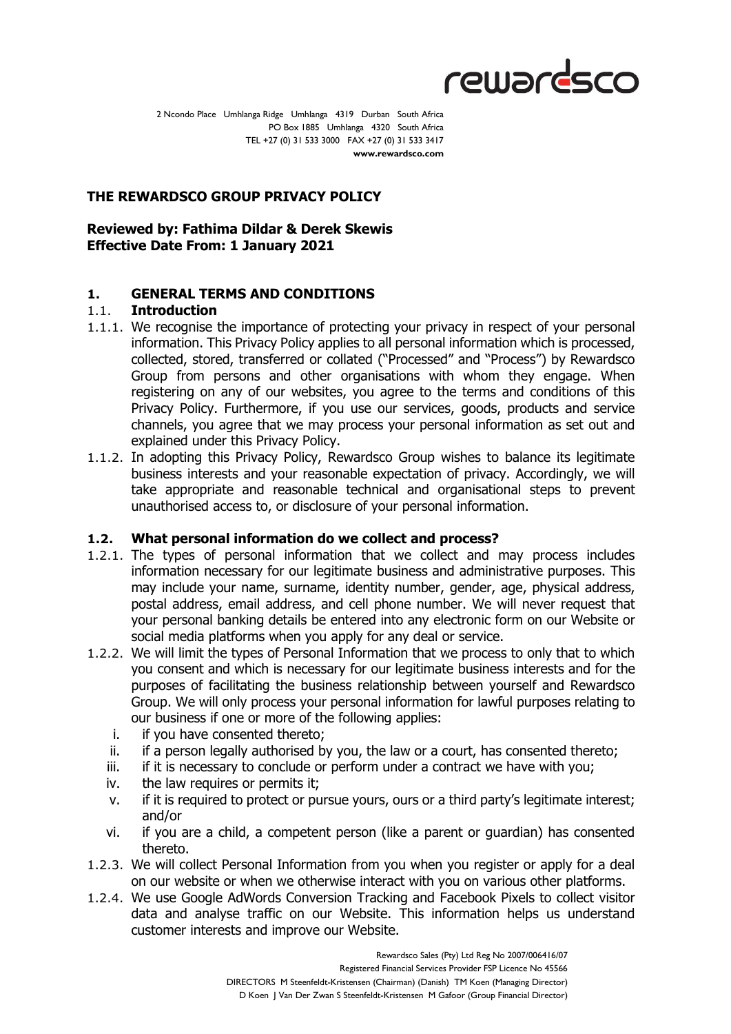# THE REWARDSCO GROUP PRIVACY POLICY

**Reviewed by: Fathima Dildar & Derek Skewis**
**Effective Date From: 1 January 2021**

## 1. GENERAL TERMS AND CONDITIONS

### 1.1. Introduction

1.1.1. We recognise the importance of protecting your privacy in respect of your personal information. This Privacy Policy applies to all personal information which is processed, collected, stored, transferred or collated ("Processed" and "Process") by Rewardsco Group from persons and other organisations with whom they engage. When registering on any of our websites, you agree to the terms and conditions of this Privacy Policy. Furthermore, if you use our services, goods, products and service channels, you agree that we may process your personal information as set out and explained under this Privacy Policy.

1.1.2. In adopting this Privacy Policy, Rewardsco Group wishes to balance its legitimate business interests and your reasonable expectation of privacy. Accordingly, we will take appropriate and reasonable technical and organisational steps to prevent unauthorised access to, or disclosure of your personal information.

### 1.2. What personal information do we collect and process?

1.2.1. The types of personal information that we collect and may process includes information necessary for our legitimate business and administrative purposes. This may include your name, surname, identity number, gender, age, physical address, postal address, email address, and cell phone number. We will never request that your personal banking details be entered into any electronic form on our Website or social media platforms when you apply for any deal or service.

1.2.2. We will limit the types of Personal Information that we process to only that to which you consent and which is necessary for our legitimate business interests and for the purposes of facilitating the business relationship between yourself and Rewardsco Group. We will only process your personal information for lawful purposes relating to our business if one or more of the following applies:

i. if you have consented thereto;
ii. if a person legally authorised by you, the law or a court, has consented thereto;
iii. if it is necessary to conclude or perform under a contract we have with you;
iv. the law requires or permits it;
v. if it is required to protect or pursue yours, ours or a third party's legitimate interest; and/or
vi. if you are a child, a competent person (like a parent or guardian) has consented thereto.

1.2.3. We will collect Personal Information from you when you register or apply for a deal on our website or when we otherwise interact with you on various other platforms.

1.2.4. We use Google AdWords Conversion Tracking and Facebook Pixels to collect visitor data and analyse traffic on our Website. This information helps us understand customer interests and improve our Website.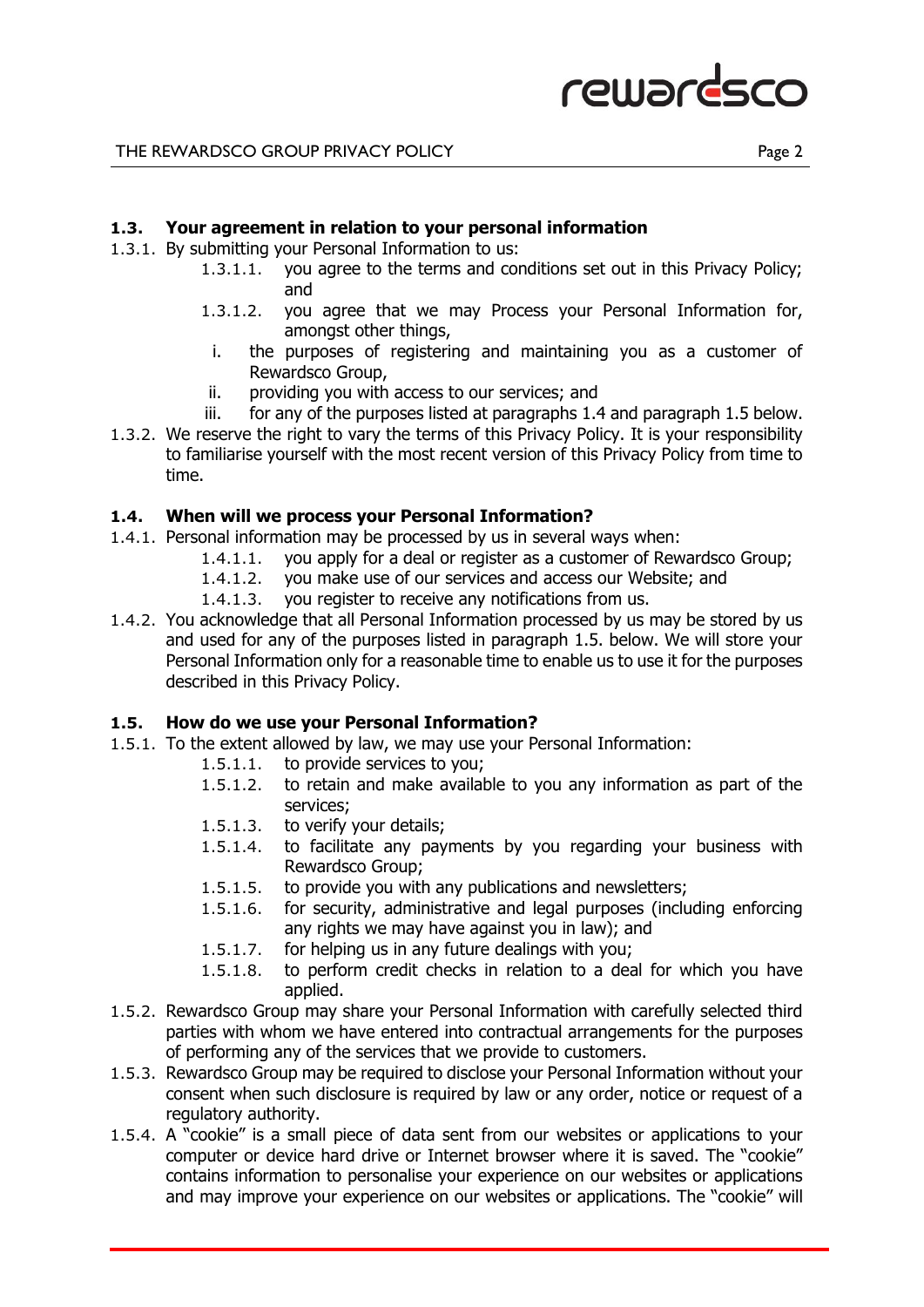### 1.3. Your agreement in relation to your personal information

1.3.1. By submitting your Personal Information to us:

- 1.3.1.1. you agree to the terms and conditions set out in this Privacy Policy; and
- 1.3.1.2. you agree that we may Process your Personal Information for, amongst other things,
  - i. the purposes of registering and maintaining you as a customer of Rewardsco Group,
  - ii. providing you with access to our services; and
  - iii. for any of the purposes listed at paragraphs 1.4 and paragraph 1.5 below.

1.3.2. We reserve the right to vary the terms of this Privacy Policy. It is your responsibility to familiarise yourself with the most recent version of this Privacy Policy from time to time.

### 1.4. When will we process your Personal Information?

1.4.1. Personal information may be processed by us in several ways when:

- 1.4.1.1. you apply for a deal or register as a customer of Rewardsco Group;
- 1.4.1.2. you make use of our services and access our Website; and
- 1.4.1.3. you register to receive any notifications from us.

1.4.2. You acknowledge that all Personal Information processed by us may be stored by us and used for any of the purposes listed in paragraph 1.5. below. We will store your Personal Information only for a reasonable time to enable us to use it for the purposes described in this Privacy Policy.

### 1.5. How do we use your Personal Information?

1.5.1. To the extent allowed by law, we may use your Personal Information:

- 1.5.1.1. to provide services to you;
- 1.5.1.2. to retain and make available to you any information as part of the services;
- 1.5.1.3. to verify your details;
- 1.5.1.4. to facilitate any payments by you regarding your business with Rewardsco Group;
- 1.5.1.5. to provide you with any publications and newsletters;
- 1.5.1.6. for security, administrative and legal purposes (including enforcing any rights we may have against you in law); and
- 1.5.1.7. for helping us in any future dealings with you;
- 1.5.1.8. to perform credit checks in relation to a deal for which you have applied.

1.5.2. Rewardsco Group may share your Personal Information with carefully selected third parties with whom we have entered into contractual arrangements for the purposes of performing any of the services that we provide to customers.

1.5.3. Rewardsco Group may be required to disclose your Personal Information without your consent when such disclosure is required by law or any order, notice or request of a regulatory authority.

1.5.4. A "cookie" is a small piece of data sent from our websites or applications to your computer or device hard drive or Internet browser where it is saved. The "cookie" contains information to personalise your experience on our websites or applications and may improve your experience on our websites or applications. The "cookie" will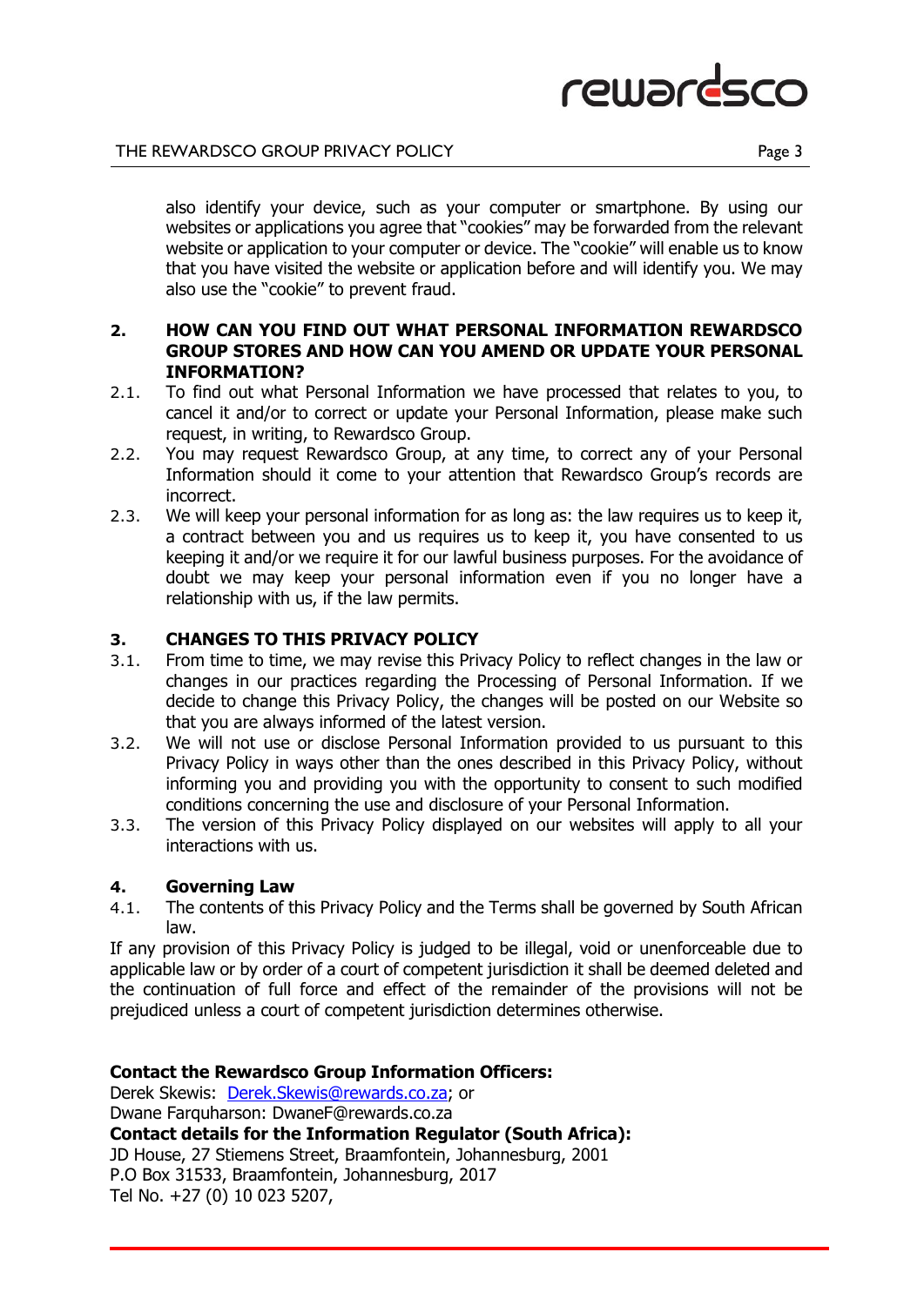also identify your device, such as your computer or smartphone. By using our websites or applications you agree that "cookies" may be forwarded from the relevant website or application to your computer or device. The "cookie" will enable us to know that you have visited the website or application before and will identify you. We may also use the "cookie" to prevent fraud.

## 2. HOW CAN YOU FIND OUT WHAT PERSONAL INFORMATION REWARDSCO GROUP STORES AND HOW CAN YOU AMEND OR UPDATE YOUR PERSONAL INFORMATION?

2.1. To find out what Personal Information we have processed that relates to you, to cancel it and/or to correct or update your Personal Information, please make such request, in writing, to Rewardsco Group.

2.2. You may request Rewardsco Group, at any time, to correct any of your Personal Information should it come to your attention that Rewardsco Group's records are incorrect.

2.3. We will keep your personal information for as long as: the law requires us to keep it, a contract between you and us requires us to keep it, you have consented to us keeping it and/or we require it for our lawful business purposes. For the avoidance of doubt we may keep your personal information even if you no longer have a relationship with us, if the law permits.

## 3. CHANGES TO THIS PRIVACY POLICY

3.1. From time to time, we may revise this Privacy Policy to reflect changes in the law or changes in our practices regarding the Processing of Personal Information. If we decide to change this Privacy Policy, the changes will be posted on our Website so that you are always informed of the latest version.

3.2. We will not use or disclose Personal Information provided to us pursuant to this Privacy Policy in ways other than the ones described in this Privacy Policy, without informing you and providing you with the opportunity to consent to such modified conditions concerning the use and disclosure of your Personal Information.

3.3. The version of this Privacy Policy displayed on our websites will apply to all your interactions with us.

## 4. Governing Law

4.1. The contents of this Privacy Policy and the Terms shall be governed by South African law.

If any provision of this Privacy Policy is judged to be illegal, void or unenforceable due to applicable law or by order of a court of competent jurisdiction it shall be deemed deleted and the continuation of full force and effect of the remainder of the provisions will not be prejudiced unless a court of competent jurisdiction determines otherwise.

**Contact the Rewardsco Group Information Officers:**
Derek Skewis: [Derek.Skewis@rewards.co.za](mailto:Derek.Skewis@rewards.co.za); or
Dwane Farquharson: DwaneF@rewards.co.za

**Contact details for the Information Regulator (South Africa):**
JD House, 27 Stiemens Street, Braamfontein, Johannesburg, 2001
P.O Box 31533, Braamfontein, Johannesburg, 2017
Tel No. +27 (0) 10 023 5207,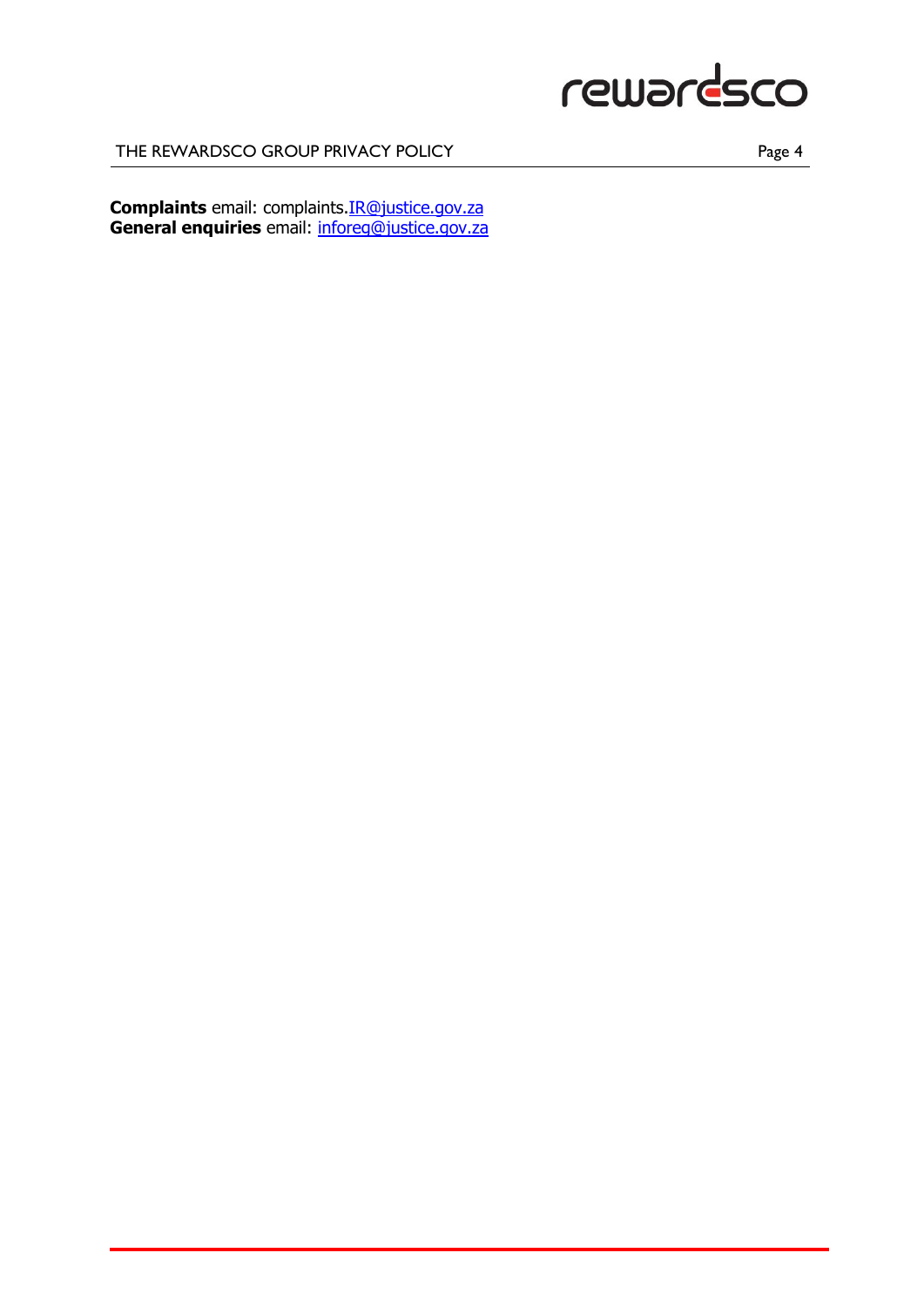**Complaints** email: complaints.IR@justice.gov.za
**General enquiries** email: inforeq@justice.gov.za